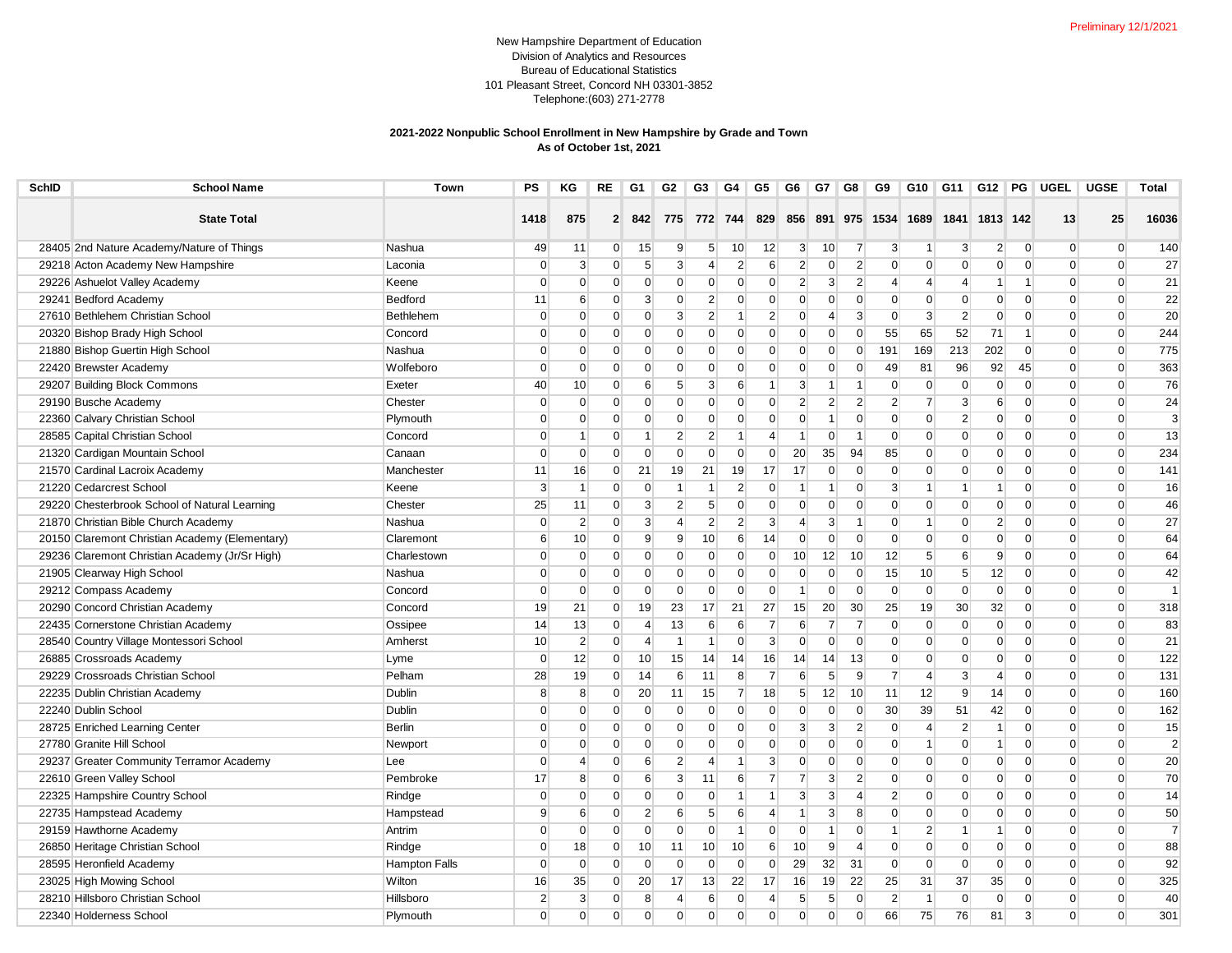Preliminary 12/1/2021

New Hampshire Department of Education
Division of Analytics and Resources
Bureau of Educational Statistics
101 Pleasant Street, Concord NH 03301-3852
Telephone:(603) 271-2778

**2021-2022 Nonpublic School Enrollment in New Hampshire by Grade and Town**
**As of October 1st, 2021**

| SchID | School Name | Town | PS | KG | RE | G1 | G2 | G3 | G4 | G5 | G6 | G7 | G8 | G9 | G10 | G11 | G12 | PG | UGEL | UGSE | Total |
|---|---|---|---|---|---|---|---|---|---|---|---|---|---|---|---|---|---|---|---|---|---|
| | **State Total** | | **1418** | **875** | **2** | **842** | **775** | **772** | **744** | **829** | **856** | **891** | **975** | **1534** | **1689** | **1841** | **1813** | **142** | **13** | **25** | **16036** |
| 28405 | 2nd Nature Academy/Nature of Things | Nashua | 49 | 11 | 0 | 15 | 9 | 5 | 10 | 12 | 3 | 10 | 7 | 3 | 1 | 3 | 2 | 0 | 0 | 0 | 140 |
| 29218 | Acton Academy New Hampshire | Laconia | 0 | 3 | 0 | 5 | 3 | 4 | 2 | 6 | 2 | 0 | 2 | 0 | 0 | 0 | 0 | 0 | 0 | 0 | 27 |
| 29226 | Ashuelot Valley Academy | Keene | 0 | 0 | 0 | 0 | 0 | 0 | 0 | 0 | 2 | 3 | 2 | 4 | 4 | 4 | 1 | 1 | 0 | 0 | 21 |
| 29241 | Bedford Academy | Bedford | 11 | 6 | 0 | 3 | 0 | 2 | 0 | 0 | 0 | 0 | 0 | 0 | 0 | 0 | 0 | 0 | 0 | 0 | 22 |
| 27610 | Bethlehem Christian School | Bethlehem | 0 | 0 | 0 | 0 | 3 | 2 | 1 | 2 | 0 | 4 | 3 | 0 | 3 | 2 | 0 | 0 | 0 | 0 | 20 |
| 20320 | Bishop Brady High School | Concord | 0 | 0 | 0 | 0 | 0 | 0 | 0 | 0 | 0 | 0 | 0 | 55 | 65 | 52 | 71 | 1 | 0 | 0 | 244 |
| 21880 | Bishop Guertin High School | Nashua | 0 | 0 | 0 | 0 | 0 | 0 | 0 | 0 | 0 | 0 | 0 | 191 | 169 | 213 | 202 | 0 | 0 | 0 | 775 |
| 22420 | Brewster Academy | Wolfeboro | 0 | 0 | 0 | 0 | 0 | 0 | 0 | 0 | 0 | 0 | 0 | 49 | 81 | 96 | 92 | 45 | 0 | 0 | 363 |
| 29207 | Building Block Commons | Exeter | 40 | 10 | 0 | 6 | 5 | 3 | 6 | 1 | 3 | 1 | 1 | 0 | 0 | 0 | 0 | 0 | 0 | 0 | 76 |
| 29190 | Busche Academy | Chester | 0 | 0 | 0 | 0 | 0 | 0 | 0 | 0 | 2 | 2 | 2 | 2 | 7 | 3 | 6 | 0 | 0 | 0 | 24 |
| 22360 | Calvary Christian School | Plymouth | 0 | 0 | 0 | 0 | 0 | 0 | 0 | 0 | 0 | 1 | 0 | 0 | 0 | 2 | 0 | 0 | 0 | 0 | 3 |
| 28585 | Capital Christian School | Concord | 0 | 1 | 0 | 1 | 2 | 2 | 1 | 4 | 1 | 0 | 1 | 0 | 0 | 0 | 0 | 0 | 0 | 0 | 13 |
| 21320 | Cardigan Mountain School | Canaan | 0 | 0 | 0 | 0 | 0 | 0 | 0 | 0 | 20 | 35 | 94 | 85 | 0 | 0 | 0 | 0 | 0 | 0 | 234 |
| 21570 | Cardinal Lacroix Academy | Manchester | 11 | 16 | 0 | 21 | 19 | 21 | 19 | 17 | 17 | 0 | 0 | 0 | 0 | 0 | 0 | 0 | 0 | 0 | 141 |
| 21220 | Cedarcrest School | Keene | 3 | 1 | 0 | 0 | 1 | 1 | 2 | 0 | 1 | 1 | 0 | 3 | 1 | 1 | 1 | 0 | 0 | 0 | 16 |
| 29220 | Chesterbrook School of Natural Learning | Chester | 25 | 11 | 0 | 3 | 2 | 5 | 0 | 0 | 0 | 0 | 0 | 0 | 0 | 0 | 0 | 0 | 0 | 0 | 46 |
| 21870 | Christian Bible Church Academy | Nashua | 0 | 2 | 0 | 3 | 4 | 2 | 2 | 3 | 4 | 3 | 1 | 0 | 1 | 0 | 2 | 0 | 0 | 0 | 27 |
| 20150 | Claremont Christian Academy (Elementary) | Claremont | 6 | 10 | 0 | 9 | 9 | 10 | 6 | 14 | 0 | 0 | 0 | 0 | 0 | 0 | 0 | 0 | 0 | 0 | 64 |
| 29236 | Claremont Christian Academy (Jr/Sr High) | Charlestown | 0 | 0 | 0 | 0 | 0 | 0 | 0 | 0 | 10 | 12 | 10 | 12 | 5 | 6 | 9 | 0 | 0 | 0 | 64 |
| 21905 | Clearway High School | Nashua | 0 | 0 | 0 | 0 | 0 | 0 | 0 | 0 | 0 | 0 | 0 | 15 | 10 | 5 | 12 | 0 | 0 | 0 | 42 |
| 29212 | Compass Academy | Concord | 0 | 0 | 0 | 0 | 0 | 0 | 0 | 0 | 1 | 0 | 0 | 0 | 0 | 0 | 0 | 0 | 0 | 0 | 1 |
| 20290 | Concord Christian Academy | Concord | 19 | 21 | 0 | 19 | 23 | 17 | 21 | 27 | 15 | 20 | 30 | 25 | 19 | 30 | 32 | 0 | 0 | 0 | 318 |
| 22435 | Cornerstone Christian Academy | Ossipee | 14 | 13 | 0 | 4 | 13 | 6 | 6 | 7 | 6 | 7 | 7 | 0 | 0 | 0 | 0 | 0 | 0 | 0 | 83 |
| 28540 | Country Village Montessori School | Amherst | 10 | 2 | 0 | 4 | 1 | 1 | 0 | 3 | 0 | 0 | 0 | 0 | 0 | 0 | 0 | 0 | 0 | 0 | 21 |
| 26885 | Crossroads Academy | Lyme | 0 | 12 | 0 | 10 | 15 | 14 | 14 | 16 | 14 | 14 | 13 | 0 | 0 | 0 | 0 | 0 | 0 | 0 | 122 |
| 29229 | Crossroads Christian School | Pelham | 28 | 19 | 0 | 14 | 6 | 11 | 8 | 7 | 6 | 5 | 9 | 7 | 4 | 3 | 4 | 0 | 0 | 0 | 131 |
| 22235 | Dublin Christian Academy | Dublin | 8 | 8 | 0 | 20 | 11 | 15 | 7 | 18 | 5 | 12 | 10 | 11 | 12 | 9 | 14 | 0 | 0 | 0 | 160 |
| 22240 | Dublin School | Dublin | 0 | 0 | 0 | 0 | 0 | 0 | 0 | 0 | 0 | 0 | 0 | 30 | 39 | 51 | 42 | 0 | 0 | 0 | 162 |
| 28725 | Enriched Learning Center | Berlin | 0 | 0 | 0 | 0 | 0 | 0 | 0 | 0 | 3 | 3 | 2 | 0 | 4 | 2 | 1 | 0 | 0 | 0 | 15 |
| 27780 | Granite Hill School | Newport | 0 | 0 | 0 | 0 | 0 | 0 | 0 | 0 | 0 | 0 | 0 | 0 | 1 | 0 | 1 | 0 | 0 | 0 | 2 |
| 29237 | Greater Community Terramor Academy | Lee | 0 | 4 | 0 | 6 | 2 | 4 | 1 | 3 | 0 | 0 | 0 | 0 | 0 | 0 | 0 | 0 | 0 | 0 | 20 |
| 22610 | Green Valley School | Pembroke | 17 | 8 | 0 | 6 | 3 | 11 | 6 | 7 | 7 | 3 | 2 | 0 | 0 | 0 | 0 | 0 | 0 | 0 | 70 |
| 22325 | Hampshire Country School | Rindge | 0 | 0 | 0 | 0 | 0 | 0 | 1 | 1 | 3 | 3 | 4 | 2 | 0 | 0 | 0 | 0 | 0 | 0 | 14 |
| 22735 | Hampstead Academy | Hampstead | 9 | 6 | 0 | 2 | 6 | 5 | 6 | 4 | 1 | 3 | 8 | 0 | 0 | 0 | 0 | 0 | 0 | 0 | 50 |
| 29159 | Hawthorne Academy | Antrim | 0 | 0 | 0 | 0 | 0 | 0 | 1 | 0 | 0 | 1 | 0 | 1 | 2 | 1 | 1 | 0 | 0 | 0 | 7 |
| 26850 | Heritage Christian School | Rindge | 0 | 18 | 0 | 10 | 11 | 10 | 10 | 6 | 10 | 9 | 4 | 0 | 0 | 0 | 0 | 0 | 0 | 0 | 88 |
| 28595 | Heronfield Academy | Hampton Falls | 0 | 0 | 0 | 0 | 0 | 0 | 0 | 0 | 29 | 32 | 31 | 0 | 0 | 0 | 0 | 0 | 0 | 0 | 92 |
| 23025 | High Mowing School | Wilton | 16 | 35 | 0 | 20 | 17 | 13 | 22 | 17 | 16 | 19 | 22 | 25 | 31 | 37 | 35 | 0 | 0 | 0 | 325 |
| 28210 | Hillsboro Christian School | Hillsboro | 2 | 3 | 0 | 8 | 4 | 6 | 0 | 4 | 5 | 5 | 0 | 2 | 1 | 0 | 0 | 0 | 0 | 0 | 40 |
| 22340 | Holderness School | Plymouth | 0 | 0 | 0 | 0 | 0 | 0 | 0 | 0 | 0 | 0 | 0 | 66 | 75 | 76 | 81 | 3 | 0 | 0 | 301 |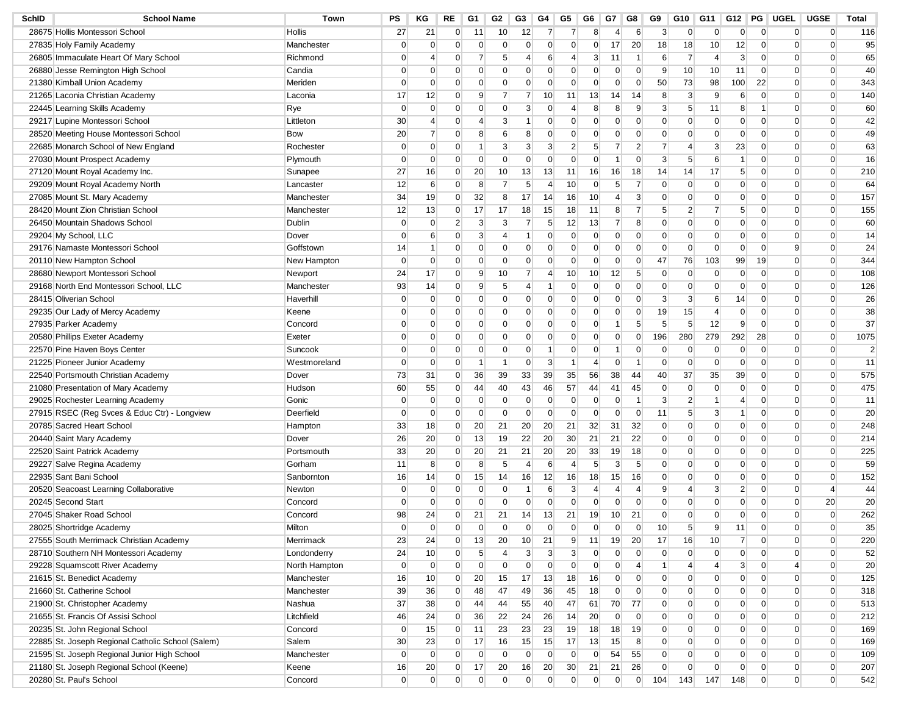| SchID | School Name | Town | PS | KG | RE | G1 | G2 | G3 | G4 | G5 | G6 | G7 | G8 | G9 | G10 | G11 | G12 | PG | UGEL | UGSE | Total |
|---|---|---|---|---|---|---|---|---|---|---|---|---|---|---|---|---|---|---|---|---|---|
| 28675 | Hollis Montessori School | Hollis | 27 | 21 | 0 | 11 | 10 | 12 | 7 | 7 | 8 | 4 | 6 | 3 | 0 | 0 | 0 | 0 | 0 | 0 | 116 |
| 27835 | Holy Family Academy | Manchester | 0 | 0 | 0 | 0 | 0 | 0 | 0 | 0 | 0 | 17 | 20 | 18 | 18 | 10 | 12 | 0 | 0 | 0 | 95 |
| 26805 | Immaculate Heart Of Mary School | Richmond | 0 | 4 | 0 | 7 | 5 | 4 | 6 | 4 | 3 | 11 | 1 | 6 | 7 | 4 | 3 | 0 | 0 | 0 | 65 |
| 26880 | Jesse Remington High School | Candia | 0 | 0 | 0 | 0 | 0 | 0 | 0 | 0 | 0 | 0 | 0 | 9 | 10 | 10 | 11 | 0 | 0 | 0 | 40 |
| 21380 | Kimball Union Academy | Meriden | 0 | 0 | 0 | 0 | 0 | 0 | 0 | 0 | 0 | 0 | 0 | 50 | 73 | 98 | 100 | 22 | 0 | 0 | 343 |
| 21265 | Laconia Christian Academy | Laconia | 17 | 12 | 0 | 9 | 7 | 7 | 10 | 11 | 13 | 14 | 14 | 8 | 3 | 9 | 6 | 0 | 0 | 0 | 140 |
| 22445 | Learning Skills Academy | Rye | 0 | 0 | 0 | 0 | 0 | 3 | 0 | 4 | 8 | 8 | 9 | 3 | 5 | 11 | 8 | 1 | 0 | 0 | 60 |
| 29217 | Lupine Montessori School | Littleton | 30 | 4 | 0 | 4 | 3 | 1 | 0 | 0 | 0 | 0 | 0 | 0 | 0 | 0 | 0 | 0 | 0 | 0 | 42 |
| 28520 | Meeting House Montessori School | Bow | 20 | 7 | 0 | 8 | 6 | 8 | 0 | 0 | 0 | 0 | 0 | 0 | 0 | 0 | 0 | 0 | 0 | 0 | 49 |
| 22685 | Monarch School of New England | Rochester | 0 | 0 | 0 | 1 | 3 | 3 | 3 | 2 | 5 | 7 | 2 | 7 | 4 | 3 | 23 | 0 | 0 | 0 | 63 |
| 27030 | Mount Prospect Academy | Plymouth | 0 | 0 | 0 | 0 | 0 | 0 | 0 | 0 | 0 | 1 | 0 | 3 | 5 | 6 | 1 | 0 | 0 | 0 | 16 |
| 27120 | Mount Royal Academy Inc. | Sunapee | 27 | 16 | 0 | 20 | 10 | 13 | 13 | 11 | 16 | 16 | 18 | 14 | 14 | 17 | 5 | 0 | 0 | 0 | 210 |
| 29209 | Mount Royal Academy North | Lancaster | 12 | 6 | 0 | 8 | 7 | 5 | 4 | 10 | 0 | 5 | 7 | 0 | 0 | 0 | 0 | 0 | 0 | 0 | 64 |
| 27085 | Mount St. Mary Academy | Manchester | 34 | 19 | 0 | 32 | 8 | 17 | 14 | 16 | 10 | 4 | 3 | 0 | 0 | 0 | 0 | 0 | 0 | 0 | 157 |
| 28420 | Mount Zion Christian School | Manchester | 12 | 13 | 0 | 17 | 17 | 18 | 15 | 18 | 11 | 8 | 7 | 5 | 2 | 7 | 5 | 0 | 0 | 0 | 155 |
| 26450 | Mountain Shadows School | Dublin | 0 | 0 | 2 | 3 | 3 | 7 | 5 | 12 | 13 | 7 | 8 | 0 | 0 | 0 | 0 | 0 | 0 | 0 | 60 |
| 29204 | My School, LLC | Dover | 0 | 6 | 0 | 3 | 4 | 1 | 0 | 0 | 0 | 0 | 0 | 0 | 0 | 0 | 0 | 0 | 0 | 0 | 14 |
| 29176 | Namaste Montessori School | Goffstown | 14 | 1 | 0 | 0 | 0 | 0 | 0 | 0 | 0 | 0 | 0 | 0 | 0 | 0 | 0 | 0 | 9 | 0 | 24 |
| 20110 | New Hampton School | New Hampton | 0 | 0 | 0 | 0 | 0 | 0 | 0 | 0 | 0 | 0 | 0 | 47 | 76 | 103 | 99 | 19 | 0 | 0 | 344 |
| 28680 | Newport Montessori School | Newport | 24 | 17 | 0 | 9 | 10 | 7 | 4 | 10 | 10 | 12 | 5 | 0 | 0 | 0 | 0 | 0 | 0 | 0 | 108 |
| 29168 | North End Montessori School, LLC | Manchester | 93 | 14 | 0 | 9 | 5 | 4 | 1 | 0 | 0 | 0 | 0 | 0 | 0 | 0 | 0 | 0 | 0 | 0 | 126 |
| 28415 | Oliverian School | Haverhill | 0 | 0 | 0 | 0 | 0 | 0 | 0 | 0 | 0 | 0 | 0 | 3 | 3 | 6 | 14 | 0 | 0 | 0 | 26 |
| 29235 | Our Lady of Mercy Academy | Keene | 0 | 0 | 0 | 0 | 0 | 0 | 0 | 0 | 0 | 0 | 0 | 19 | 15 | 4 | 0 | 0 | 0 | 0 | 38 |
| 27935 | Parker Academy | Concord | 0 | 0 | 0 | 0 | 0 | 0 | 0 | 0 | 0 | 1 | 5 | 5 | 5 | 12 | 9 | 0 | 0 | 0 | 37 |
| 20580 | Phillips Exeter Academy | Exeter | 0 | 0 | 0 | 0 | 0 | 0 | 0 | 0 | 0 | 0 | 0 | 196 | 280 | 279 | 292 | 28 | 0 | 0 | 1075 |
| 22570 | Pine Haven Boys Center | Suncook | 0 | 0 | 0 | 0 | 0 | 0 | 1 | 0 | 0 | 1 | 0 | 0 | 0 | 0 | 0 | 0 | 0 | 0 | 2 |
| 21225 | Pioneer Junior Academy | Westmoreland | 0 | 0 | 0 | 1 | 1 | 0 | 3 | 1 | 4 | 0 | 1 | 0 | 0 | 0 | 0 | 0 | 0 | 0 | 11 |
| 22540 | Portsmouth Christian Academy | Dover | 73 | 31 | 0 | 36 | 39 | 33 | 39 | 35 | 56 | 38 | 44 | 40 | 37 | 35 | 39 | 0 | 0 | 0 | 575 |
| 21080 | Presentation of Mary Academy | Hudson | 60 | 55 | 0 | 44 | 40 | 43 | 46 | 57 | 44 | 41 | 45 | 0 | 0 | 0 | 0 | 0 | 0 | 0 | 475 |
| 29025 | Rochester Learning Academy | Gonic | 0 | 0 | 0 | 0 | 0 | 0 | 0 | 0 | 0 | 0 | 1 | 3 | 2 | 1 | 4 | 0 | 0 | 0 | 11 |
| 27915 | RSEC (Reg Svces & Educ Ctr) - Longview | Deerfield | 0 | 0 | 0 | 0 | 0 | 0 | 0 | 0 | 0 | 0 | 0 | 11 | 5 | 3 | 1 | 0 | 0 | 0 | 20 |
| 20785 | Sacred Heart School | Hampton | 33 | 18 | 0 | 20 | 21 | 20 | 20 | 21 | 32 | 31 | 32 | 0 | 0 | 0 | 0 | 0 | 0 | 0 | 248 |
| 20440 | Saint Mary Academy | Dover | 26 | 20 | 0 | 13 | 19 | 22 | 20 | 30 | 21 | 21 | 22 | 0 | 0 | 0 | 0 | 0 | 0 | 0 | 214 |
| 22520 | Saint Patrick Academy | Portsmouth | 33 | 20 | 0 | 20 | 21 | 21 | 20 | 20 | 33 | 19 | 18 | 0 | 0 | 0 | 0 | 0 | 0 | 0 | 225 |
| 29227 | Salve Regina Academy | Gorham | 11 | 8 | 0 | 8 | 5 | 4 | 6 | 4 | 5 | 3 | 5 | 0 | 0 | 0 | 0 | 0 | 0 | 0 | 59 |
| 22935 | Sant Bani School | Sanbornton | 16 | 14 | 0 | 15 | 14 | 16 | 12 | 16 | 18 | 15 | 16 | 0 | 0 | 0 | 0 | 0 | 0 | 0 | 152 |
| 20520 | Seacoast Learning Collaborative | Newton | 0 | 0 | 0 | 0 | 0 | 1 | 6 | 3 | 4 | 4 | 4 | 9 | 4 | 3 | 2 | 0 | 0 | 4 | 44 |
| 20245 | Second Start | Concord | 0 | 0 | 0 | 0 | 0 | 0 | 0 | 0 | 0 | 0 | 0 | 0 | 0 | 0 | 0 | 0 | 0 | 20 | 20 |
| 27045 | Shaker Road School | Concord | 98 | 24 | 0 | 21 | 21 | 14 | 13 | 21 | 19 | 10 | 21 | 0 | 0 | 0 | 0 | 0 | 0 | 0 | 262 |
| 28025 | Shortridge Academy | Milton | 0 | 0 | 0 | 0 | 0 | 0 | 0 | 0 | 0 | 0 | 0 | 10 | 5 | 9 | 11 | 0 | 0 | 0 | 35 |
| 27555 | South Merrimack Christian Academy | Merrimack | 23 | 24 | 0 | 13 | 20 | 10 | 21 | 9 | 11 | 19 | 20 | 17 | 16 | 10 | 7 | 0 | 0 | 0 | 220 |
| 28710 | Southern NH Montessori Academy | Londonderry | 24 | 10 | 0 | 5 | 4 | 3 | 3 | 3 | 0 | 0 | 0 | 0 | 0 | 0 | 0 | 0 | 0 | 0 | 52 |
| 29228 | Squamscott River Academy | North Hampton | 0 | 0 | 0 | 0 | 0 | 0 | 0 | 0 | 0 | 0 | 4 | 1 | 4 | 4 | 3 | 0 | 4 | 0 | 20 |
| 21615 | St. Benedict Academy | Manchester | 16 | 10 | 0 | 20 | 15 | 17 | 13 | 18 | 16 | 0 | 0 | 0 | 0 | 0 | 0 | 0 | 0 | 0 | 125 |
| 21660 | St. Catherine School | Manchester | 39 | 36 | 0 | 48 | 47 | 49 | 36 | 45 | 18 | 0 | 0 | 0 | 0 | 0 | 0 | 0 | 0 | 0 | 318 |
| 21900 | St. Christopher Academy | Nashua | 37 | 38 | 0 | 44 | 44 | 55 | 40 | 47 | 61 | 70 | 77 | 0 | 0 | 0 | 0 | 0 | 0 | 0 | 513 |
| 21655 | St. Francis Of Assisi School | Litchfield | 46 | 24 | 0 | 36 | 22 | 24 | 26 | 14 | 20 | 0 | 0 | 0 | 0 | 0 | 0 | 0 | 0 | 0 | 212 |
| 20235 | St. John Regional School | Concord | 0 | 15 | 0 | 11 | 23 | 23 | 23 | 19 | 18 | 18 | 19 | 0 | 0 | 0 | 0 | 0 | 0 | 0 | 169 |
| 22885 | St. Joseph Regional Catholic School (Salem) | Salem | 30 | 23 | 0 | 17 | 16 | 15 | 15 | 17 | 13 | 15 | 8 | 0 | 0 | 0 | 0 | 0 | 0 | 0 | 169 |
| 21595 | St. Joseph Regional Junior High School | Manchester | 0 | 0 | 0 | 0 | 0 | 0 | 0 | 0 | 0 | 54 | 55 | 0 | 0 | 0 | 0 | 0 | 0 | 0 | 109 |
| 21180 | St. Joseph Regional School (Keene) | Keene | 16 | 20 | 0 | 17 | 20 | 16 | 20 | 30 | 21 | 21 | 26 | 0 | 0 | 0 | 0 | 0 | 0 | 0 | 207 |
| 20280 | St. Paul's School | Concord | 0 | 0 | 0 | 0 | 0 | 0 | 0 | 0 | 0 | 0 | 0 | 104 | 143 | 147 | 148 | 0 | 0 | 0 | 542 |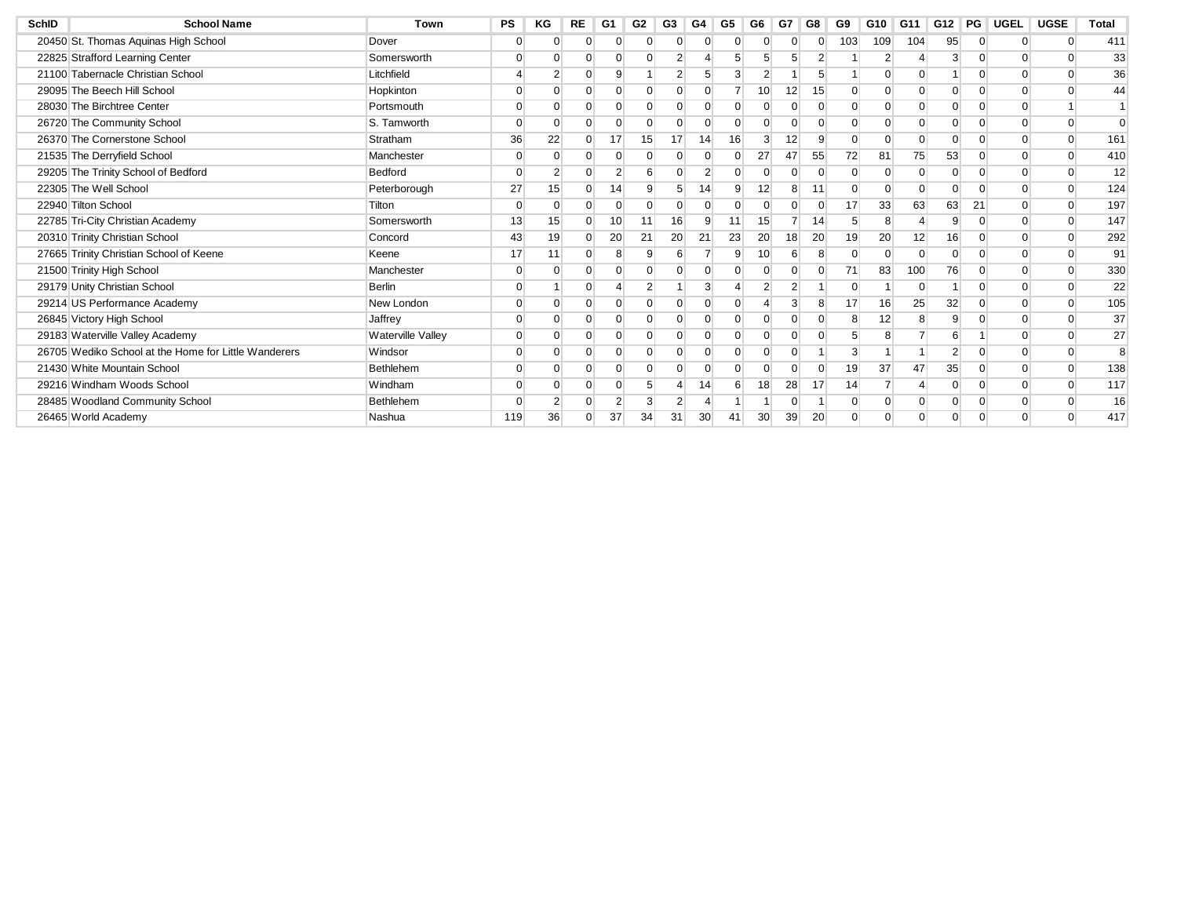| SchID | School Name | Town | PS | KG | RE | G1 | G2 | G3 | G4 | G5 | G6 | G7 | G8 | G9 | G10 | G11 | G12 | PG | UGEL | UGSE | Total |
|---|---|---|---|---|---|---|---|---|---|---|---|---|---|---|---|---|---|---|---|---|---|
| 20450 | St. Thomas Aquinas High School | Dover | 0 | 0 | 0 | 0 | 0 | 0 | 0 | 0 | 0 | 0 | 0 | 103 | 109 | 104 | 95 | 0 | 0 | 0 | 411 |
| 22825 | Strafford Learning Center | Somersworth | 0 | 0 | 0 | 0 | 0 | 2 | 4 | 5 | 5 | 5 | 2 | 1 | 2 | 4 | 3 | 0 | 0 | 0 | 33 |
| 21100 | Tabernacle Christian School | Litchfield | 4 | 2 | 0 | 9 | 1 | 2 | 5 | 3 | 2 | 1 | 5 | 1 | 0 | 0 | 1 | 0 | 0 | 0 | 36 |
| 29095 | The Beech Hill School | Hopkinton | 0 | 0 | 0 | 0 | 0 | 0 | 0 | 7 | 10 | 12 | 15 | 0 | 0 | 0 | 0 | 0 | 0 | 0 | 44 |
| 28030 | The Birchtree Center | Portsmouth | 0 | 0 | 0 | 0 | 0 | 0 | 0 | 0 | 0 | 0 | 0 | 0 | 0 | 0 | 0 | 0 | 0 | 1 | 1 |
| 26720 | The Community School | S. Tamworth | 0 | 0 | 0 | 0 | 0 | 0 | 0 | 0 | 0 | 0 | 0 | 0 | 0 | 0 | 0 | 0 | 0 | 0 | 0 |
| 26370 | The Cornerstone School | Stratham | 36 | 22 | 0 | 17 | 15 | 17 | 14 | 16 | 3 | 12 | 9 | 0 | 0 | 0 | 0 | 0 | 0 | 0 | 161 |
| 21535 | The Derryfield School | Manchester | 0 | 0 | 0 | 0 | 0 | 0 | 0 | 0 | 27 | 47 | 55 | 72 | 81 | 75 | 53 | 0 | 0 | 0 | 410 |
| 29205 | The Trinity School of Bedford | Bedford | 0 | 2 | 0 | 2 | 6 | 0 | 2 | 0 | 0 | 0 | 0 | 0 | 0 | 0 | 0 | 0 | 0 | 0 | 12 |
| 22305 | The Well School | Peterborough | 27 | 15 | 0 | 14 | 9 | 5 | 14 | 9 | 12 | 8 | 11 | 0 | 0 | 0 | 0 | 0 | 0 | 0 | 124 |
| 22940 | Tilton School | Tilton | 0 | 0 | 0 | 0 | 0 | 0 | 0 | 0 | 0 | 0 | 0 | 17 | 33 | 63 | 63 | 21 | 0 | 0 | 197 |
| 22785 | Tri-City Christian Academy | Somersworth | 13 | 15 | 0 | 10 | 11 | 16 | 9 | 11 | 15 | 7 | 14 | 5 | 8 | 4 | 9 | 0 | 0 | 0 | 147 |
| 20310 | Trinity Christian School | Concord | 43 | 19 | 0 | 20 | 21 | 20 | 21 | 23 | 20 | 18 | 20 | 19 | 20 | 12 | 16 | 0 | 0 | 0 | 292 |
| 27665 | Trinity Christian School of Keene | Keene | 17 | 11 | 0 | 8 | 9 | 6 | 7 | 9 | 10 | 6 | 8 | 0 | 0 | 0 | 0 | 0 | 0 | 0 | 91 |
| 21500 | Trinity High School | Manchester | 0 | 0 | 0 | 0 | 0 | 0 | 0 | 0 | 0 | 0 | 0 | 71 | 83 | 100 | 76 | 0 | 0 | 0 | 330 |
| 29179 | Unity Christian School | Berlin | 0 | 1 | 0 | 4 | 2 | 1 | 3 | 4 | 2 | 2 | 1 | 0 | 1 | 0 | 1 | 0 | 0 | 0 | 22 |
| 29214 | US Performance Academy | New London | 0 | 0 | 0 | 0 | 0 | 0 | 0 | 0 | 4 | 3 | 8 | 17 | 16 | 25 | 32 | 0 | 0 | 0 | 105 |
| 26845 | Victory High School | Jaffrey | 0 | 0 | 0 | 0 | 0 | 0 | 0 | 0 | 0 | 0 | 0 | 8 | 12 | 8 | 9 | 0 | 0 | 0 | 37 |
| 29183 | Waterville Valley Academy | Waterville Valley | 0 | 0 | 0 | 0 | 0 | 0 | 0 | 0 | 0 | 0 | 0 | 5 | 8 | 7 | 6 | 1 | 0 | 0 | 27 |
| 26705 | Wediko School at the Home for Little Wanderers | Windsor | 0 | 0 | 0 | 0 | 0 | 0 | 0 | 0 | 0 | 0 | 1 | 3 | 1 | 1 | 2 | 0 | 0 | 0 | 8 |
| 21430 | White Mountain School | Bethlehem | 0 | 0 | 0 | 0 | 0 | 0 | 0 | 0 | 0 | 0 | 0 | 19 | 37 | 47 | 35 | 0 | 0 | 0 | 138 |
| 29216 | Windham Woods School | Windham | 0 | 0 | 0 | 0 | 5 | 4 | 14 | 6 | 18 | 28 | 17 | 14 | 7 | 4 | 0 | 0 | 0 | 0 | 117 |
| 28485 | Woodland Community School | Bethlehem | 0 | 2 | 0 | 2 | 3 | 2 | 4 | 1 | 1 | 0 | 1 | 0 | 0 | 0 | 0 | 0 | 0 | 0 | 16 |
| 26465 | World Academy | Nashua | 119 | 36 | 0 | 37 | 34 | 31 | 30 | 41 | 30 | 39 | 20 | 0 | 0 | 0 | 0 | 0 | 0 | 0 | 417 |